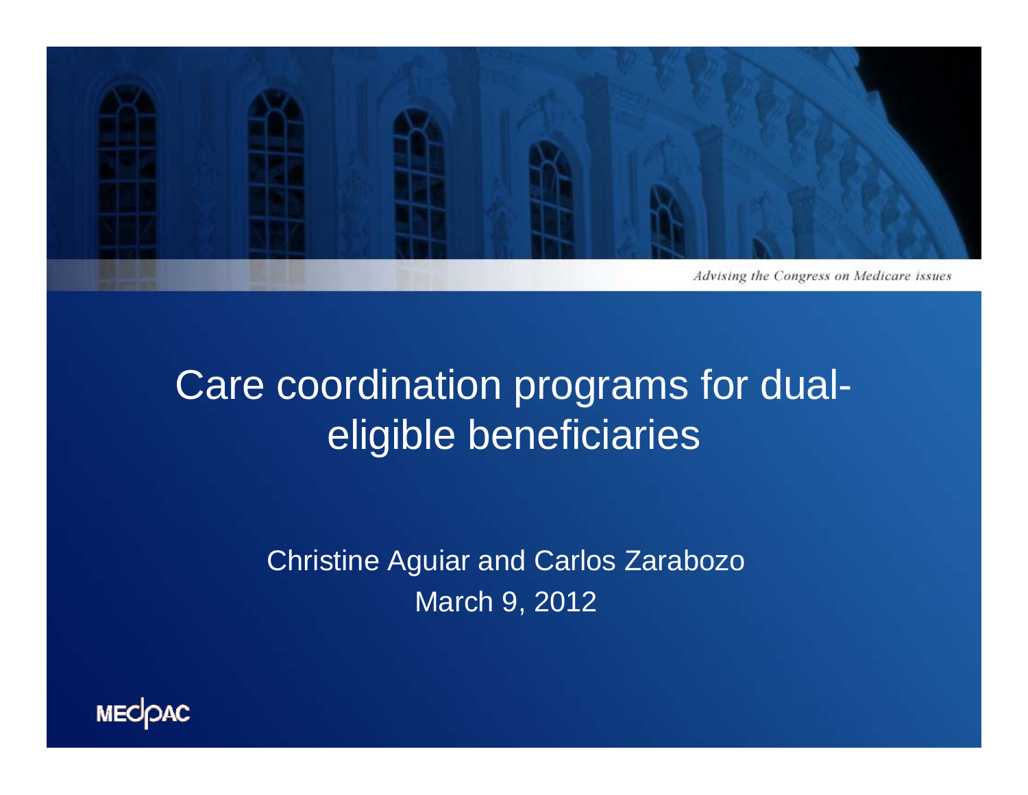*Advising the Congress on Medicare issues*

# Care coordination programs for dual-eligible beneficiaries

Christine Aguiar and Carlos Zarabozo

March 9, 2012

MEDPAC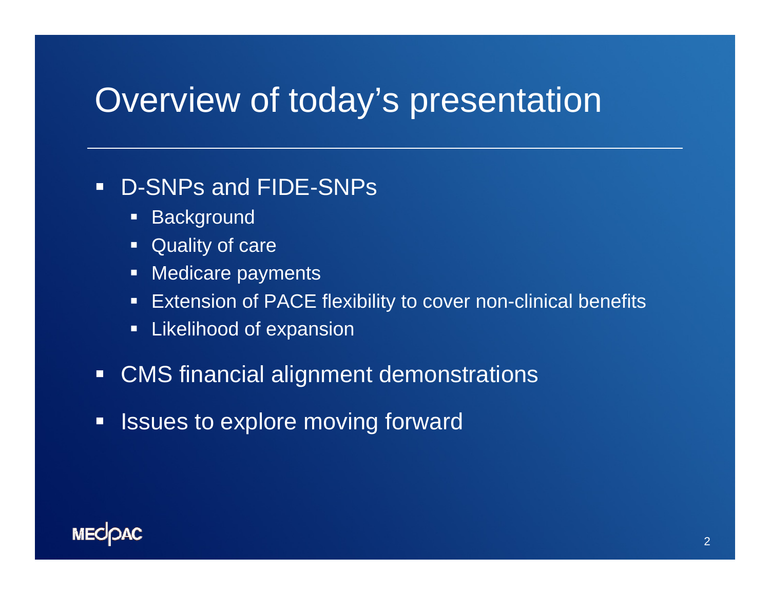# Overview of today's presentation

- D-SNPs and FIDE-SNPs
  - Background
  - Quality of care
  - Medicare payments
  - Extension of PACE flexibility to cover non-clinical benefits
  - Likelihood of expansion
- CMS financial alignment demonstrations
- Issues to explore moving forward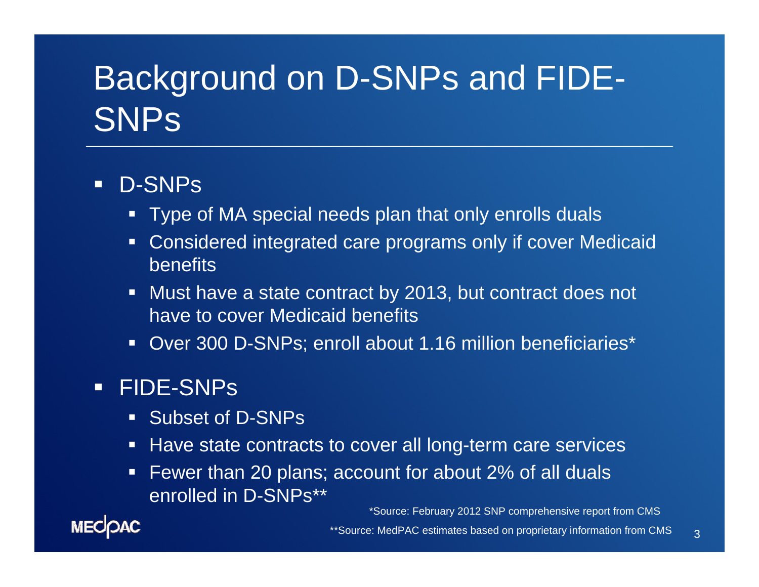# Background on D-SNPs and FIDE-SNPs

- D-SNPs
  - Type of MA special needs plan that only enrolls duals
  - Considered integrated care programs only if cover Medicaid benefits
  - Must have a state contract by 2013, but contract does not have to cover Medicaid benefits
  - Over 300 D-SNPs; enroll about 1.16 million beneficiaries*
- FIDE-SNPs
  - Subset of D-SNPs
  - Have state contracts to cover all long-term care services
  - Fewer than 20 plans; account for about 2% of all duals enrolled in D-SNPs**

*Source: February 2012 SNP comprehensive report from CMS

**Source: MedPAC estimates based on proprietary information from CMS

MEDPAC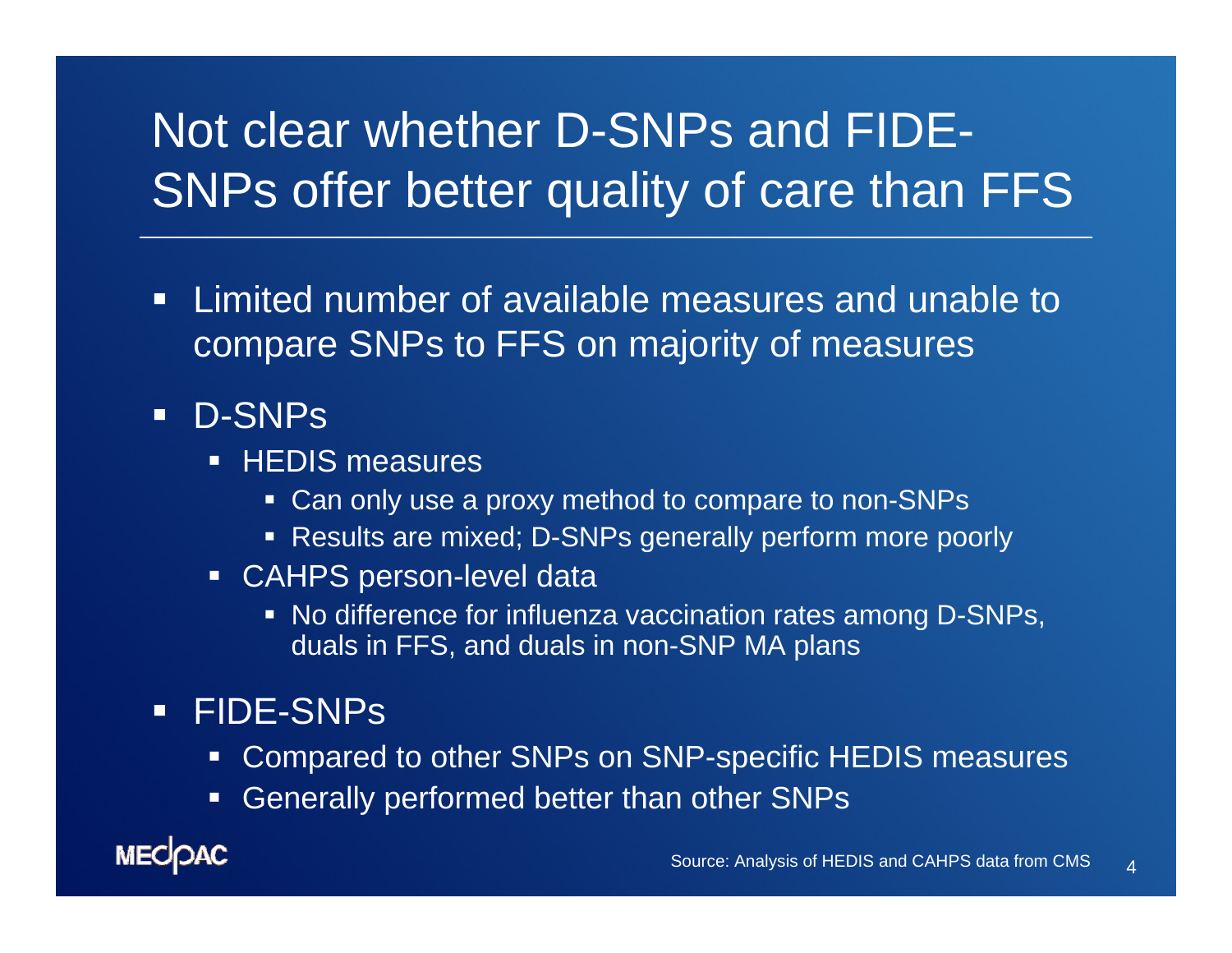# Not clear whether D-SNPs and FIDE-SNPs offer better quality of care than FFS

- Limited number of available measures and unable to compare SNPs to FFS on majority of measures
- D-SNPs
  - HEDIS measures
    - Can only use a proxy method to compare to non-SNPs
    - Results are mixed; D-SNPs generally perform more poorly
  - CAHPS person-level data
    - No difference for influenza vaccination rates among D-SNPs, duals in FFS, and duals in non-SNP MA plans
- FIDE-SNPs
  - Compared to other SNPs on SNP-specific HEDIS measures
  - Generally performed better than other SNPs

Source: Analysis of HEDIS and CAHPS data from CMS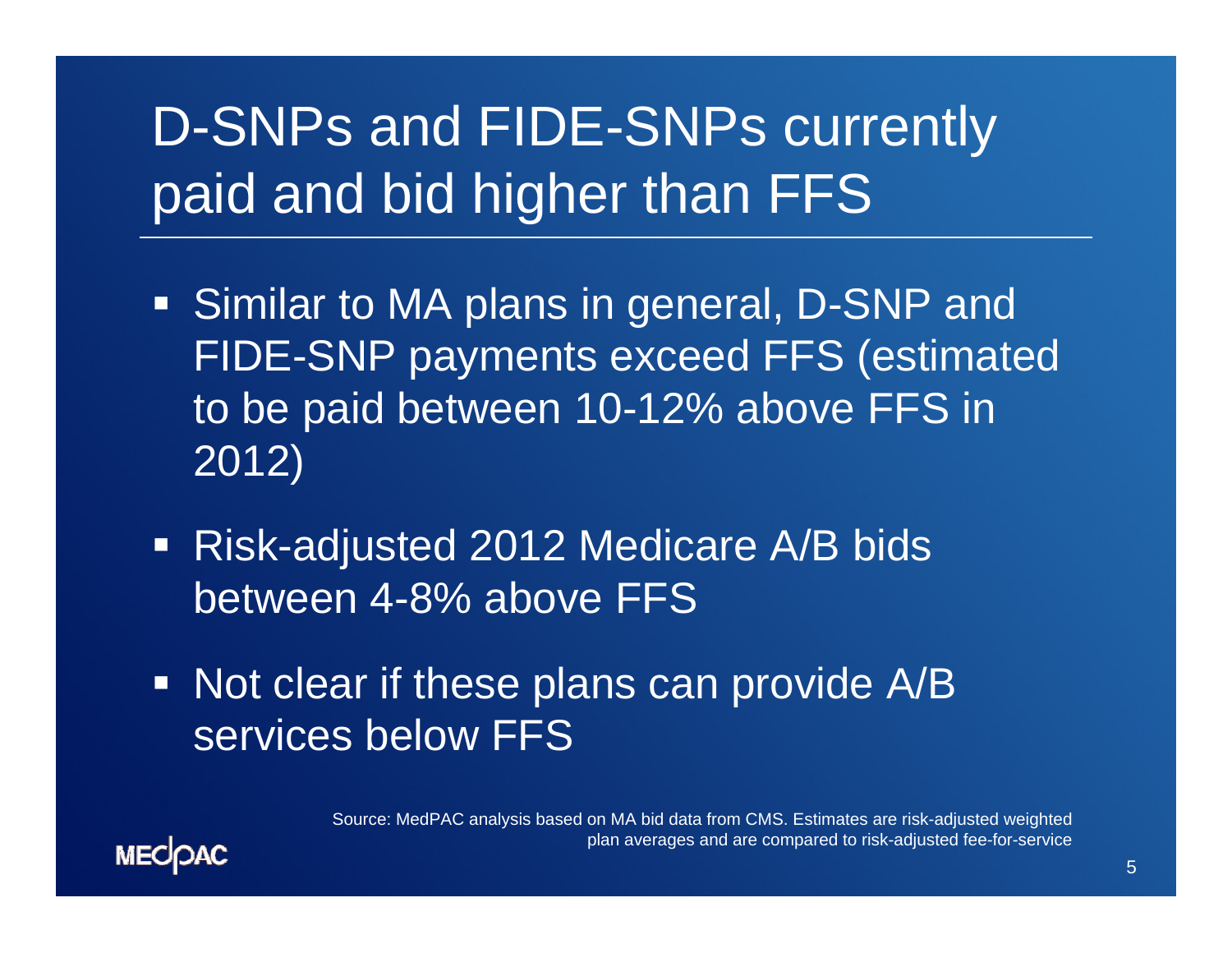# D-SNPs and FIDE-SNPs currently paid and bid higher than FFS

- Similar to MA plans in general, D-SNP and FIDE-SNP payments exceed FFS (estimated to be paid between 10-12% above FFS in 2012)
- Risk-adjusted 2012 Medicare A/B bids between 4-8% above FFS
- Not clear if these plans can provide A/B services below FFS

Source: MedPAC analysis based on MA bid data from CMS. Estimates are risk-adjusted weighted plan averages and are compared to risk-adjusted fee-for-service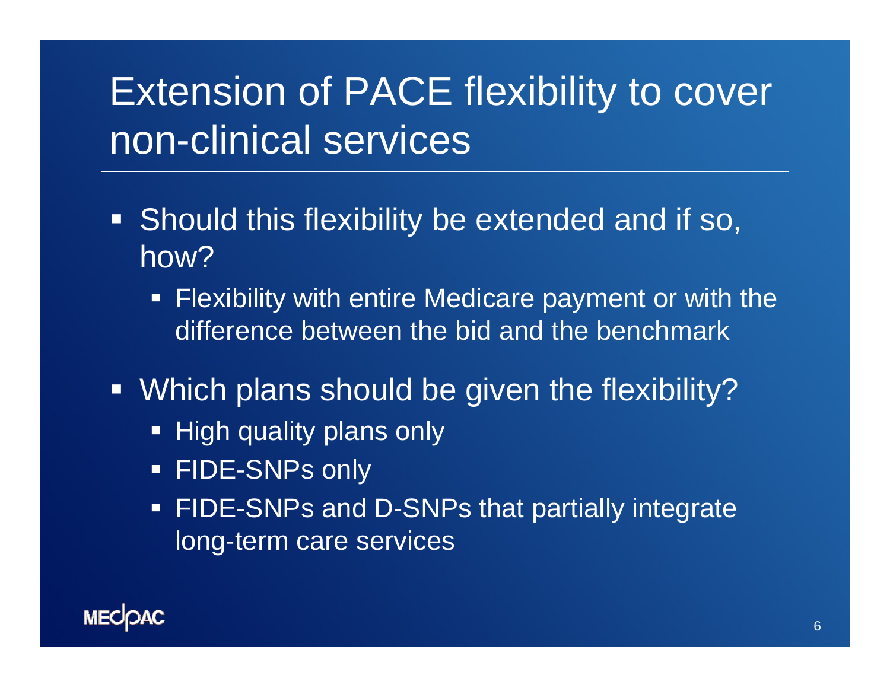# Extension of PACE flexibility to cover non-clinical services

- Should this flexibility be extended and if so, how?
  - Flexibility with entire Medicare payment or with the difference between the bid and the benchmark
- Which plans should be given the flexibility?
  - High quality plans only
  - FIDE-SNPs only
  - FIDE-SNPs and D-SNPs that partially integrate long-term care services

MEDPAC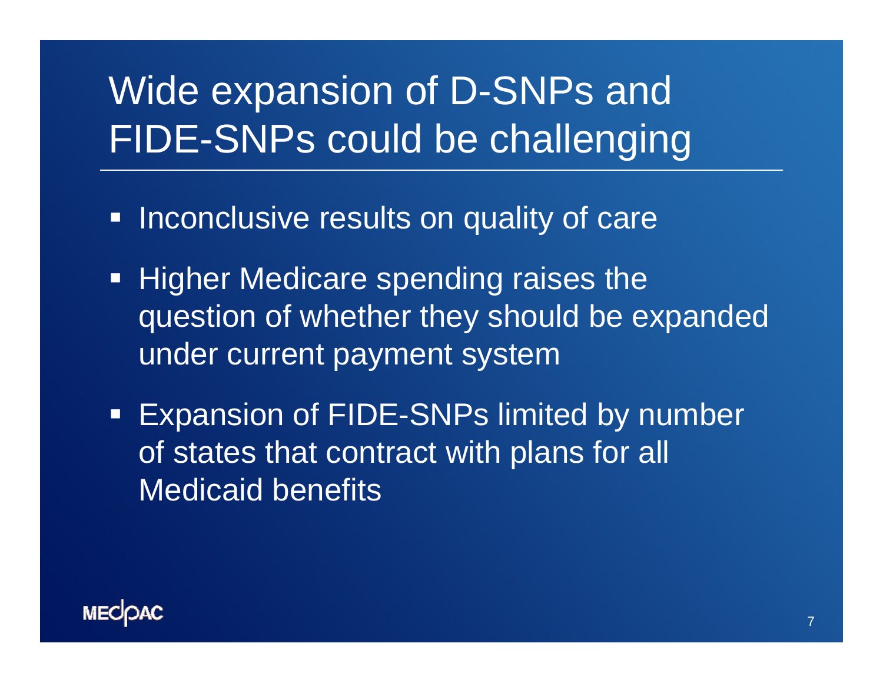# Wide expansion of D-SNPs and FIDE-SNPs could be challenging

- Inconclusive results on quality of care
- Higher Medicare spending raises the question of whether they should be expanded under current payment system
- Expansion of FIDE-SNPs limited by number of states that contract with plans for all Medicaid benefits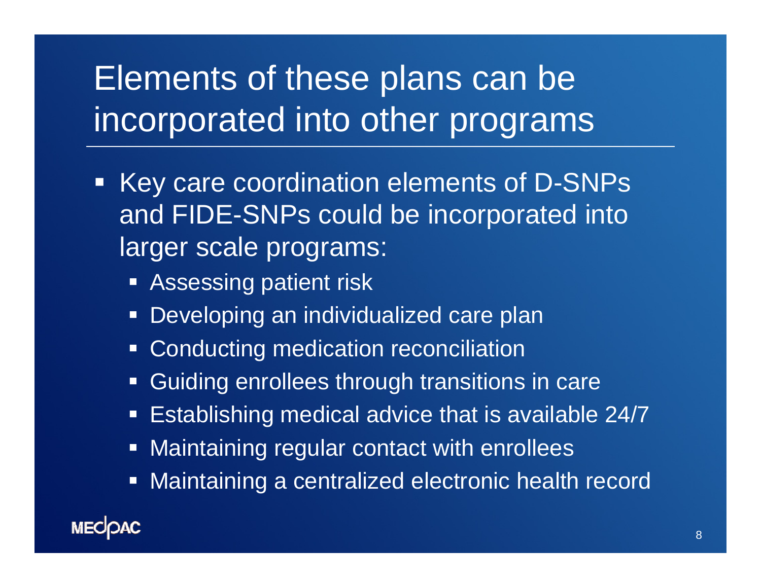# Elements of these plans can be incorporated into other programs

- Key care coordination elements of D-SNPs and FIDE-SNPs could be incorporated into larger scale programs:
  - Assessing patient risk
  - Developing an individualized care plan
  - Conducting medication reconciliation
  - Guiding enrollees through transitions in care
  - Establishing medical advice that is available 24/7
  - Maintaining regular contact with enrollees
  - Maintaining a centralized electronic health record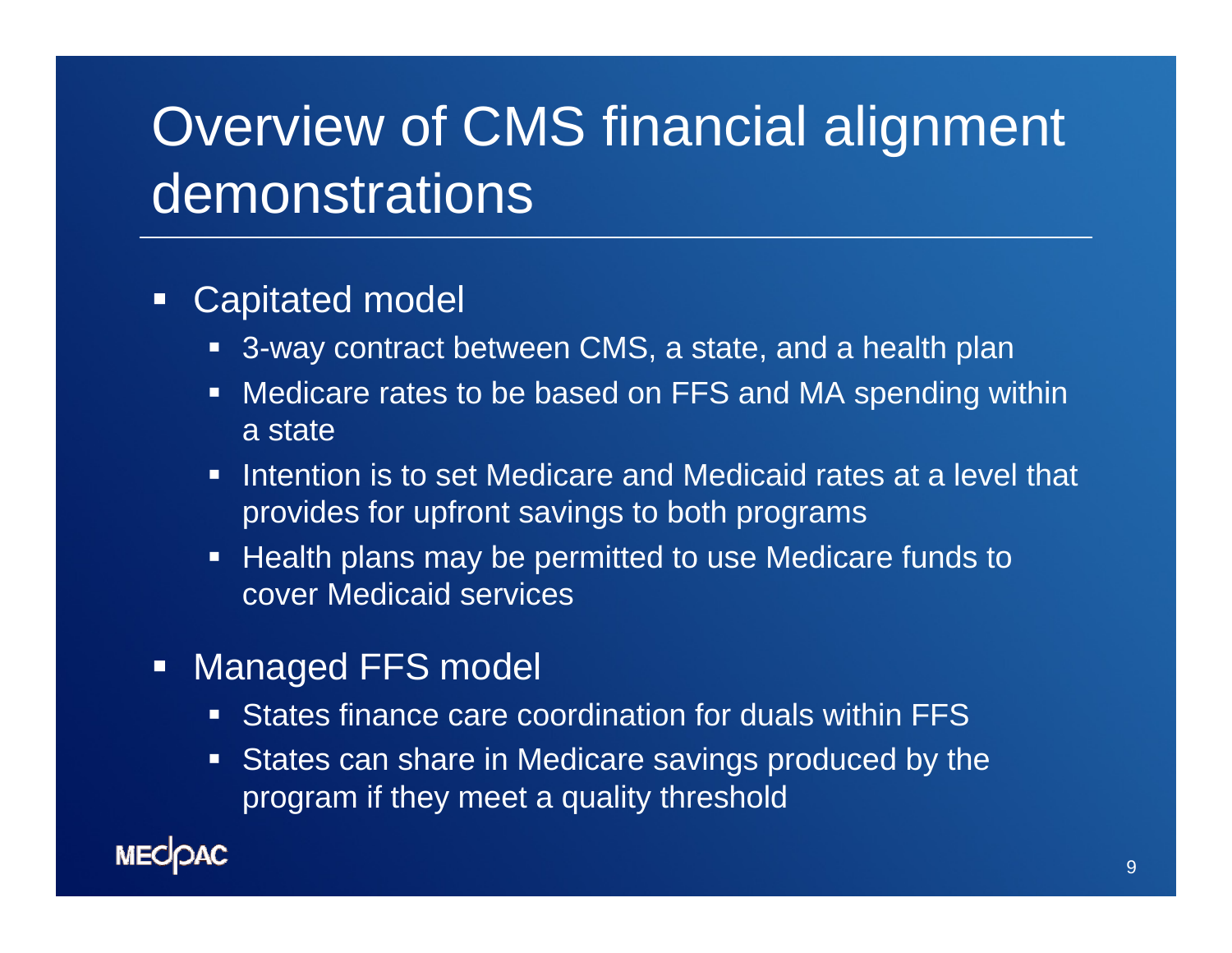# Overview of CMS financial alignment demonstrations

- Capitated model
  - 3-way contract between CMS, a state, and a health plan
  - Medicare rates to be based on FFS and MA spending within a state
  - Intention is to set Medicare and Medicaid rates at a level that provides for upfront savings to both programs
  - Health plans may be permitted to use Medicare funds to cover Medicaid services
- Managed FFS model
  - States finance care coordination for duals within FFS
  - States can share in Medicare savings produced by the program if they meet a quality threshold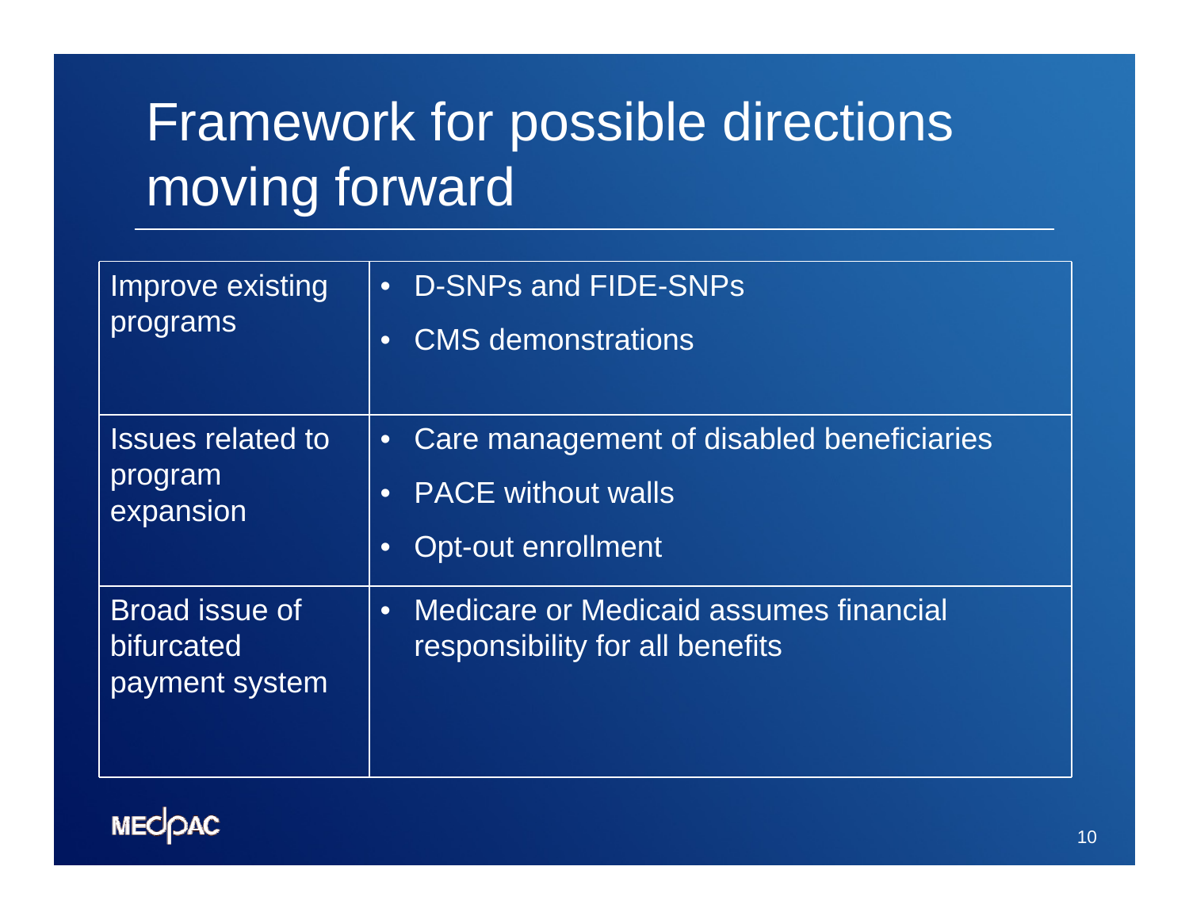# Framework for possible directions moving forward

| | |
|---|---|
| Improve existing programs | • D-SNPs and FIDE-SNPs<br>• CMS demonstrations |
| Issues related to program expansion | • Care management of disabled beneficiaries<br>• PACE without walls<br>• Opt-out enrollment |
| Broad issue of bifurcated payment system | • Medicare or Medicaid assumes financial responsibility for all benefits |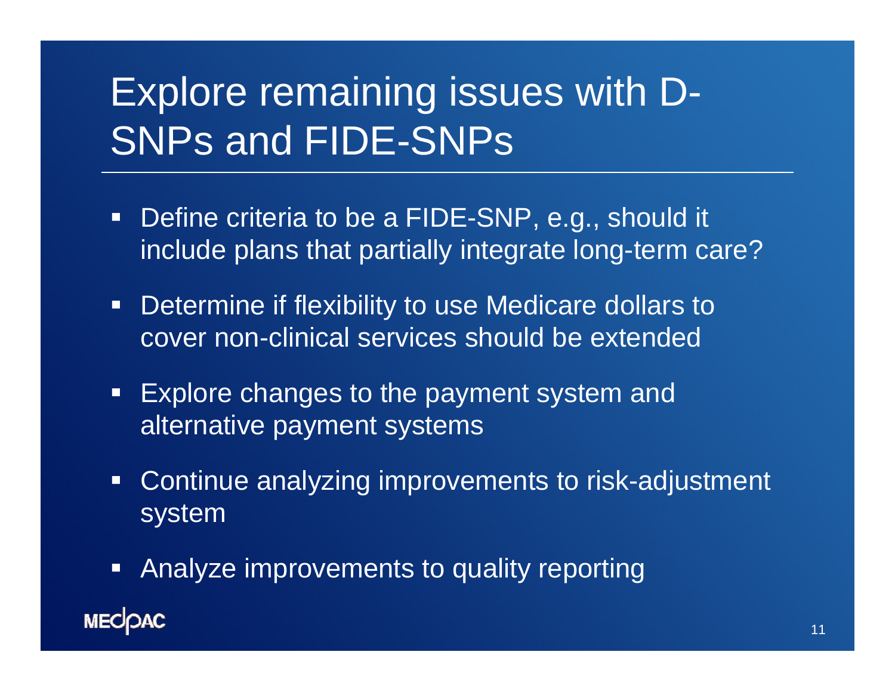# Explore remaining issues with D-SNPs and FIDE-SNPs

- Define criteria to be a FIDE-SNP, e.g., should it include plans that partially integrate long-term care?
- Determine if flexibility to use Medicare dollars to cover non-clinical services should be extended
- Explore changes to the payment system and alternative payment systems
- Continue analyzing improvements to risk-adjustment system
- Analyze improvements to quality reporting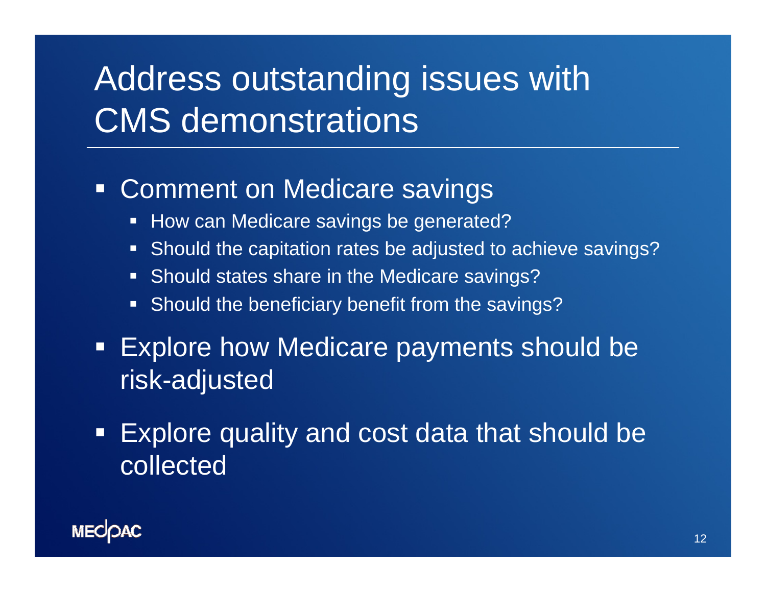# Address outstanding issues with CMS demonstrations

- Comment on Medicare savings
  - How can Medicare savings be generated?
  - Should the capitation rates be adjusted to achieve savings?
  - Should states share in the Medicare savings?
  - Should the beneficiary benefit from the savings?
- Explore how Medicare payments should be risk-adjusted
- Explore quality and cost data that should be collected

MEDPAC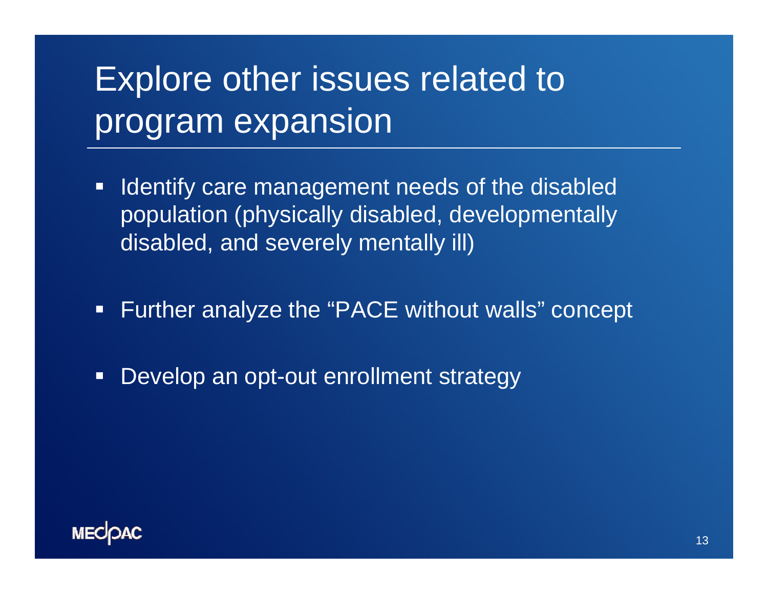# Explore other issues related to program expansion

- Identify care management needs of the disabled population (physically disabled, developmentally disabled, and severely mentally ill)
- Further analyze the “PACE without walls” concept
- Develop an opt-out enrollment strategy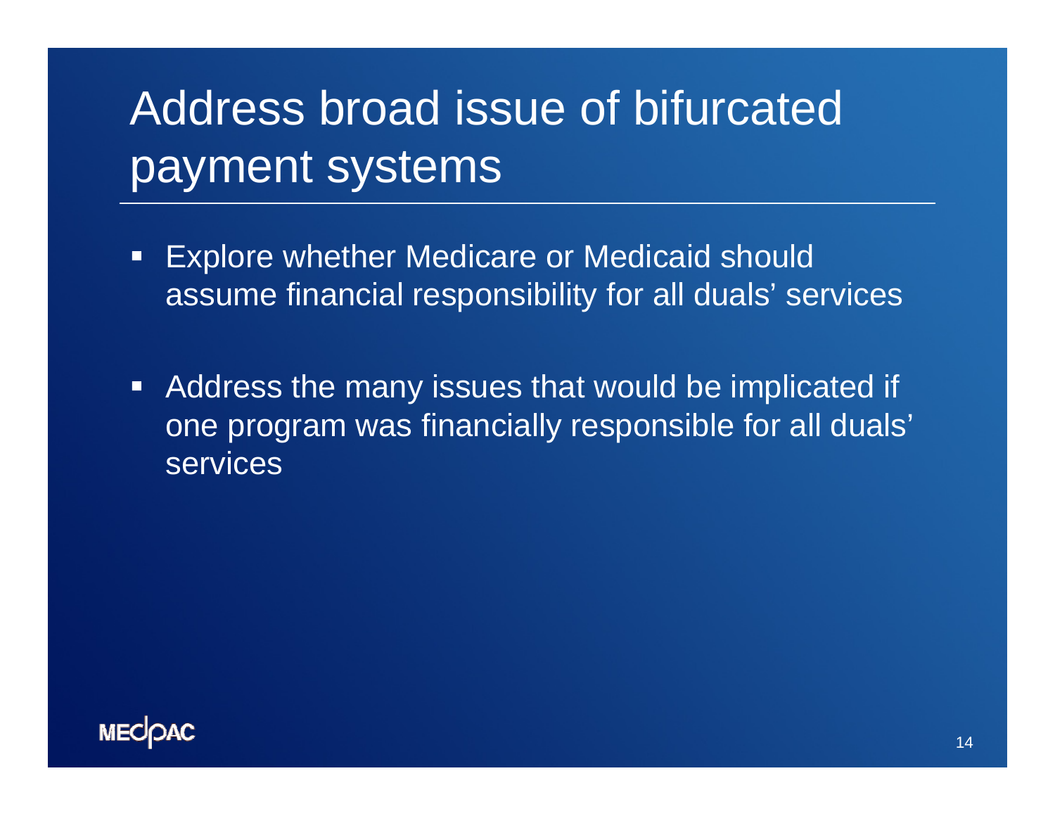# Address broad issue of bifurcated payment systems

- Explore whether Medicare or Medicaid should assume financial responsibility for all duals' services

- Address the many issues that would be implicated if one program was financially responsible for all duals' services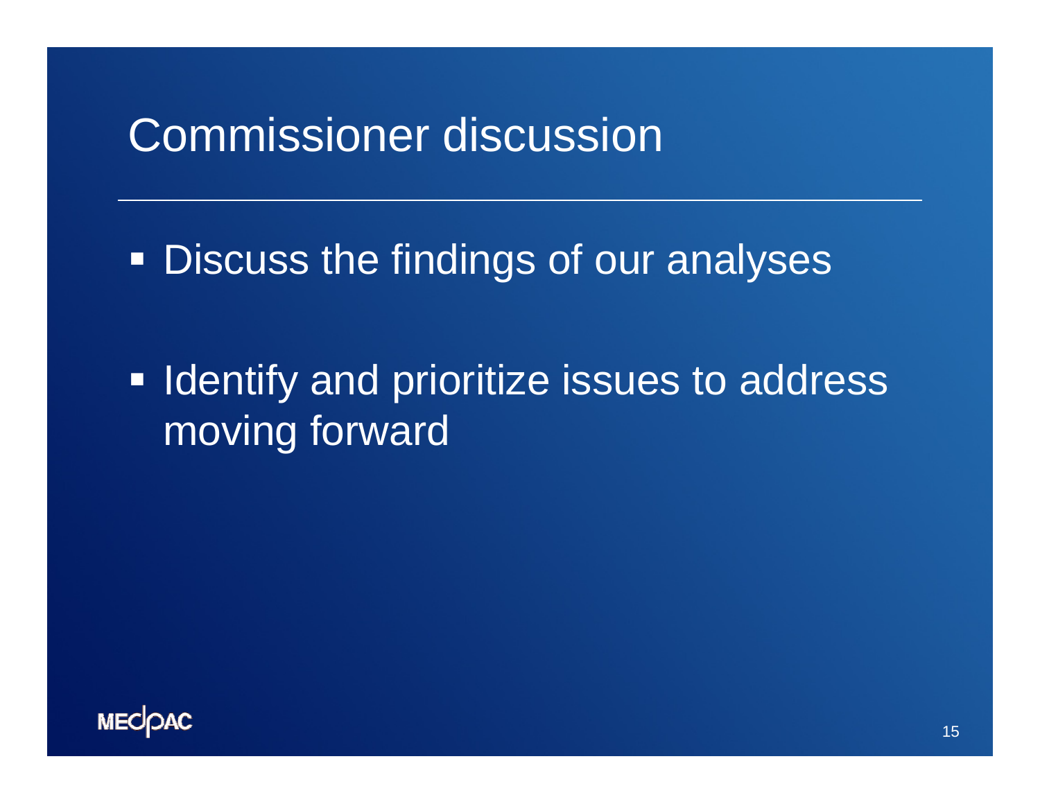# Commissioner discussion

- Discuss the findings of our analyses
- Identify and prioritize issues to address moving forward